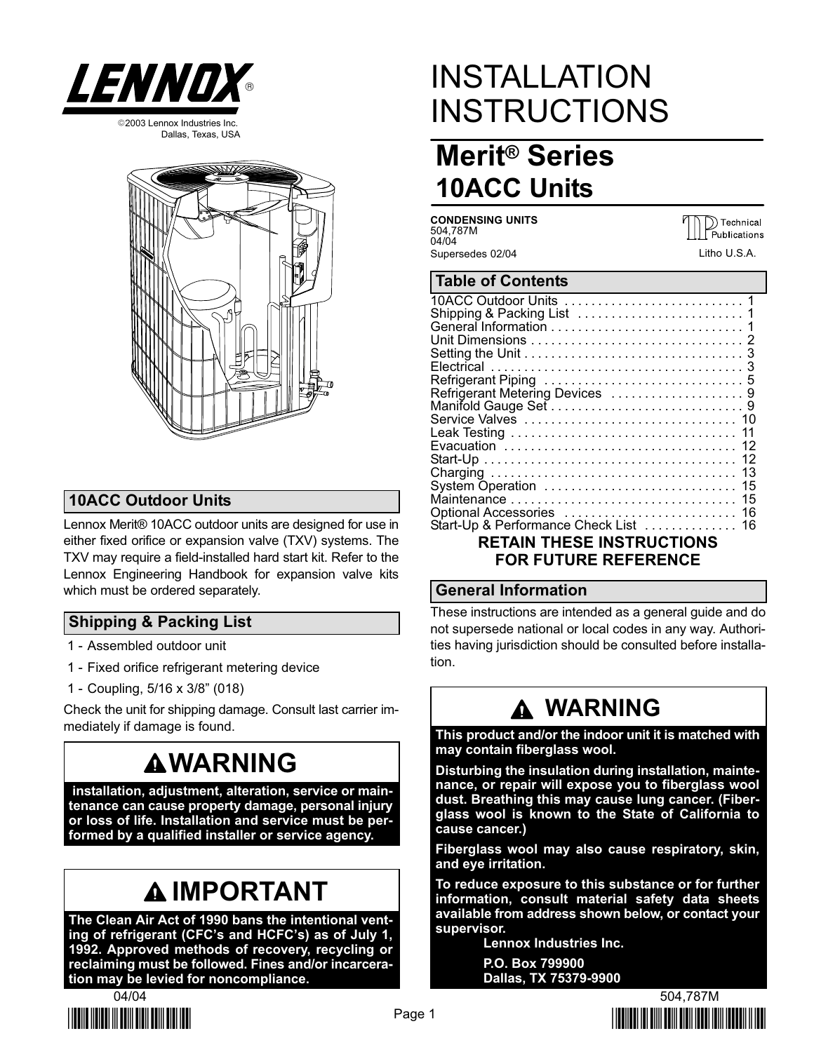LENNOX®

©2003 Lennox Industries Inc.
Dallas, Texas, USA

# INSTALLATION INSTRUCTIONS

## Merit® Series 10ACC Units

**CONDENSING UNITS**
504,787M
04/04
Supersedes 02/04

Technical Publications

Litho U.S.A.

## 10ACC Outdoor Units

Lennox Merit® 10ACC outdoor units are designed for use in either fixed orifice or expansion valve (TXV) systems. The TXV may require a field-installed hard start kit. Refer to the Lennox Engineering Handbook for expansion valve kits which must be ordered separately.

## Shipping & Packing List

1 - Assembled outdoor unit

1 - Fixed orifice refrigerant metering device

1 - Coupling, 5/16 x 3/8” (018)

Check the unit for shipping damage. Consult last carrier immediately if damage is found.

### WARNING

**installation, adjustment, alteration, service or maintenance can cause property damage, personal injury or loss of life. Installation and service must be performed by a qualified installer or service agency.**

### IMPORTANT

**The Clean Air Act of 1990 bans the intentional venting of refrigerant (CFC’s and HCFC’s) as of July 1, 1992. Approved methods of recovery, recycling or reclaiming must be followed. Fines and/or incarceration may be levied for noncompliance.**

## Table of Contents

| | |
|---|---|
| 10ACC Outdoor Units | 1 |
| Shipping & Packing List | 1 |
| General Information | 1 |
| Unit Dimensions | 2 |
| Setting the Unit | 3 |
| Electrical | 3 |
| Refrigerant Piping | 5 |
| Refrigerant Metering Devices | 9 |
| Manifold Gauge Set | 9 |
| Service Valves | 10 |
| Leak Testing | 11 |
| Evacuation | 12 |
| Start-Up | 12 |
| Charging | 13 |
| System Operation | 15 |
| Maintenance | 15 |
| Optional Accessories | 16 |
| Start-Up & Performance Check List | 16 |

**RETAIN THESE INSTRUCTIONS FOR FUTURE REFERENCE**

## General Information

These instructions are intended as a general guide and do not supersede national or local codes in any way. Authorities having jurisdiction should be consulted before installation.

### WARNING

**This product and/or the indoor unit it is matched with may contain fiberglass wool.**

**Disturbing the insulation during installation, maintenance, or repair will expose you to fiberglass wool dust. Breathing this may cause lung cancer. (Fiberglass wool is known to the State of California to cause cancer.)**

**Fiberglass wool may also cause respiratory, skin, and eye irritation.**

**To reduce exposure to this substance or for further information, consult material safety data sheets available from address shown below, or contact your supervisor.**

**Lennox Industries Inc.**

**P.O. Box 799900**

**Dallas, TX 75379-9900**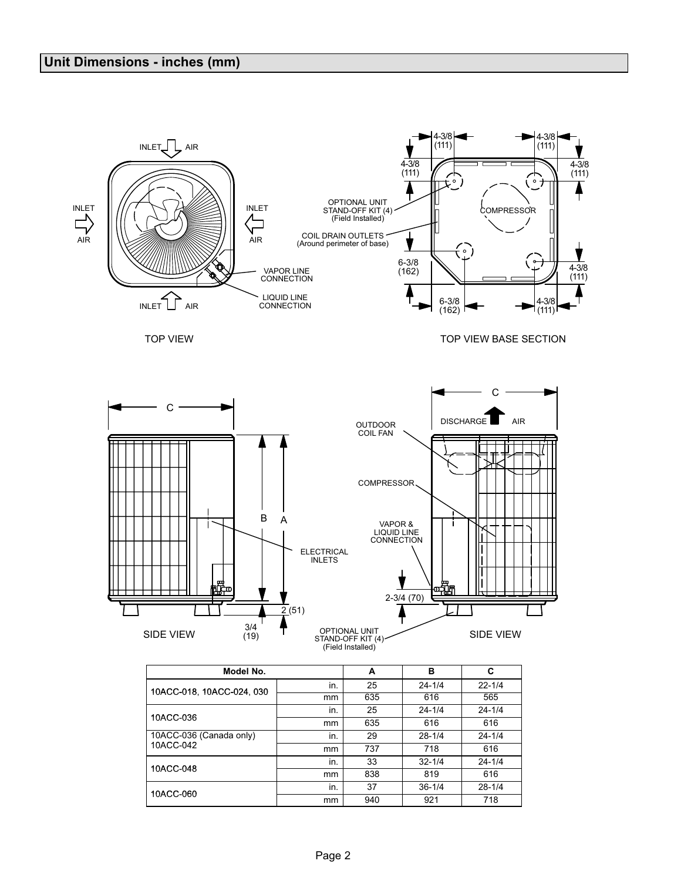## Unit Dimensions - inches (mm)

INLET AIR

INLET AIR

INLET AIR

INLET AIR

VAPOR LINE CONNECTION

LIQUID LINE CONNECTION

TOP VIEW

4-3/8 (111)

4-3/8 (111)

4-3/8 (111)

4-3/8 (111)

OPTIONAL UNIT STAND-OFF KIT (4) (Field Installed)

COIL DRAIN OUTLETS (Around perimeter of base)

COMPRESSOR

6-3/8 (162)

4-3/8 (111)

6-3/8 (162)

4-3/8 (111)

TOP VIEW BASE SECTION

C

B A

ELECTRICAL INLETS

2 (51)

3/4 (19)

SIDE VIEW

C

DISCHARGE AIR

OUTDOOR COIL FAN

COMPRESSOR

VAPOR & LIQUID LINE CONNECTION

2-3/4 (70)

OPTIONAL UNIT STAND-OFF KIT (4) (Field Installed)

SIDE VIEW

| Model No. | | A | B | C |
|---|---|---|---|---|
| 10ACC-018, 10ACC-024, 030 | in. | 25 | 24-1/4 | 22-1/4 |
| | mm | 635 | 616 | 565 |
| 10ACC-036 | in. | 25 | 24-1/4 | 24-1/4 |
| | mm | 635 | 616 | 616 |
| 10ACC-036 (Canada only) 10ACC-042 | in. | 29 | 28-1/4 | 24-1/4 |
| | mm | 737 | 718 | 616 |
| 10ACC-048 | in. | 33 | 32-1/4 | 24-1/4 |
| | mm | 838 | 819 | 616 |
| 10ACC-060 | in. | 37 | 36-1/4 | 28-1/4 |
| | mm | 940 | 921 | 718 |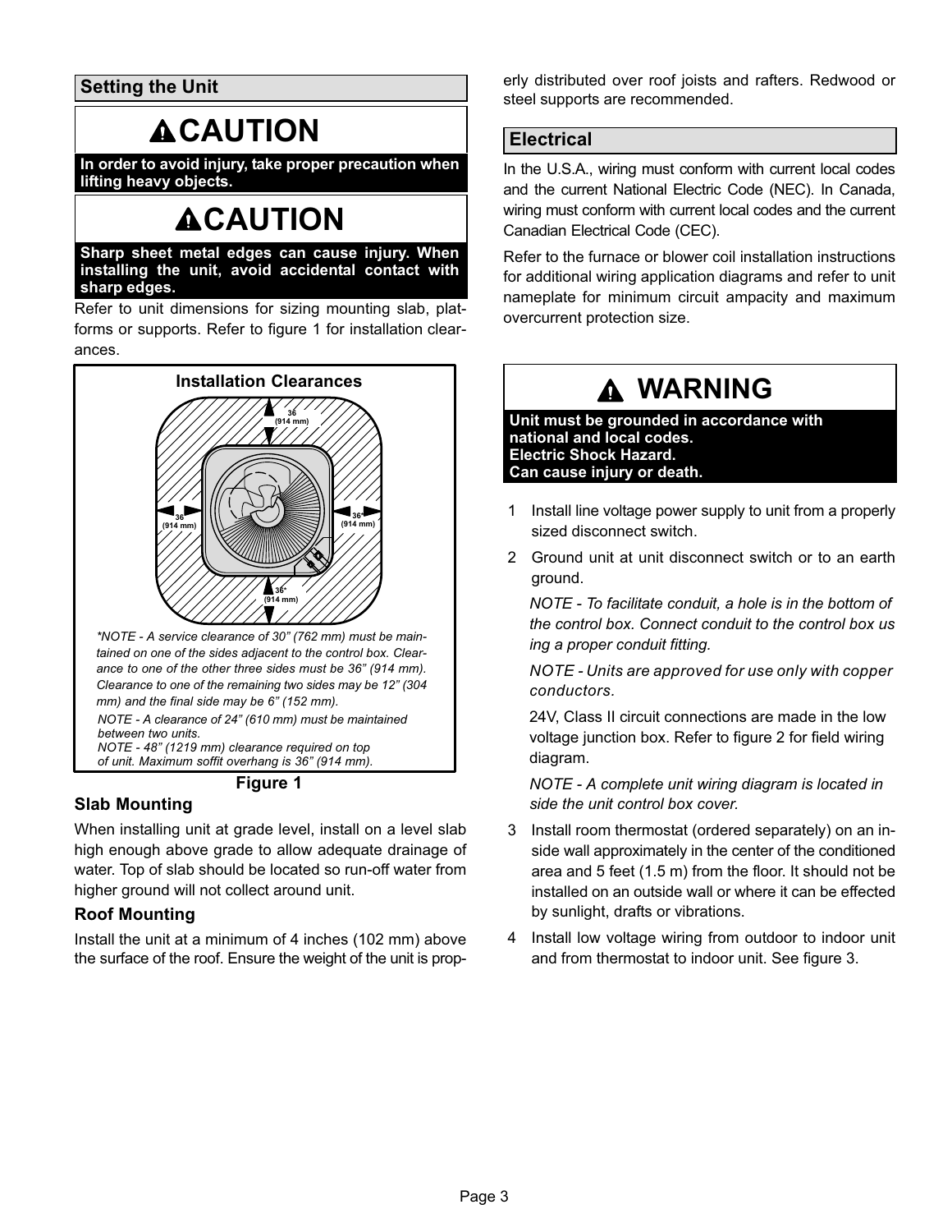## Setting the Unit

**⚠CAUTION**

**In order to avoid injury, take proper precaution when lifting heavy objects.**

**⚠CAUTION**

**Sharp sheet metal edges can cause injury. When installing the unit, avoid accidental contact with sharp edges.**

Refer to unit dimensions for sizing mounting slab, platforms or supports. Refer to figure 1 for installation clearances.

**Installation Clearances**

36 (914 mm)

36 (914 mm)

36* (914 mm)

36* (914 mm)

*\*NOTE - A service clearance of 30" (762 mm) must be maintained on one of the sides adjacent to the control box. Clearance to one of the other three sides must be 36" (914 mm). Clearance to one of the remaining two sides may be 12" (304 mm) and the final side may be 6" (152 mm).*

*NOTE - A clearance of 24" (610 mm) must be maintained between two units.*

*NOTE - 48" (1219 mm) clearance required on top of unit. Maximum soffit overhang is 36" (914 mm).*

**Figure 1**

### Slab Mounting

When installing unit at grade level, install on a level slab high enough above grade to allow adequate drainage of water. Top of slab should be located so run-off water from higher ground will not collect around unit.

### Roof Mounting

Install the unit at a minimum of 4 inches (102 mm) above the surface of the roof. Ensure the weight of the unit is properly distributed over roof joists and rafters. Redwood or steel supports are recommended.

## Electrical

In the U.S.A., wiring must conform with current local codes and the current National Electric Code (NEC). In Canada, wiring must conform with current local codes and the current Canadian Electrical Code (CEC).

Refer to the furnace or blower coil installation instructions for additional wiring application diagrams and refer to unit nameplate for minimum circuit ampacity and maximum overcurrent protection size.

**⚠ WARNING**

**Unit must be grounded in accordance with national and local codes.**
**Electric Shock Hazard.**
**Can cause injury or death.**

1. Install line voltage power supply to unit from a properly sized disconnect switch.
2. Ground unit at unit disconnect switch or to an earth ground.

   *NOTE - To facilitate conduit, a hole is in the bottom of the control box. Connect conduit to the control box using a proper conduit fitting.*

   *NOTE - Units are approved for use only with copper conductors.*

   24V, Class II circuit connections are made in the low voltage junction box. Refer to figure 2 for field wiring diagram.

   *NOTE - A complete unit wiring diagram is located inside the unit control box cover.*
3. Install room thermostat (ordered separately) on an inside wall approximately in the center of the conditioned area and 5 feet (1.5 m) from the floor. It should not be installed on an outside wall or where it can be effected by sunlight, drafts or vibrations.
4. Install low voltage wiring from outdoor to indoor unit and from thermostat to indoor unit. See figure 3.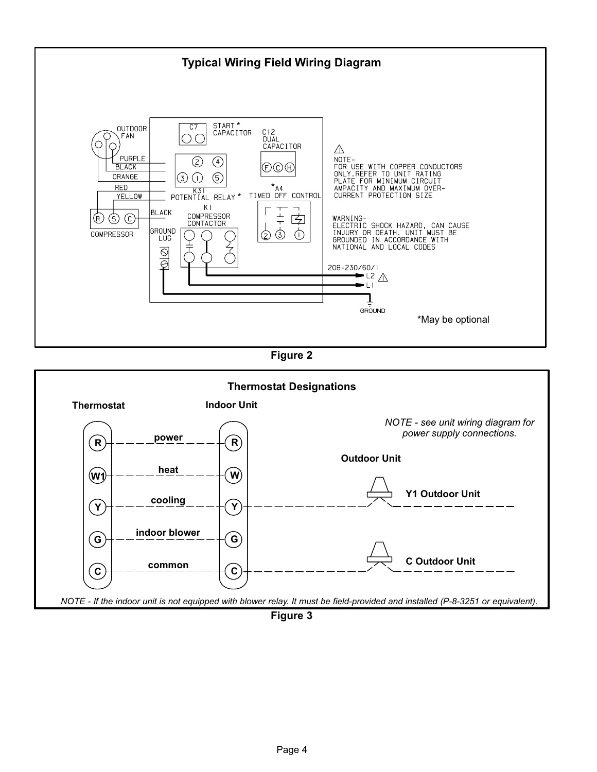## Typical Wiring Field Wiring Diagram

OUTDOOR FAN

PURPLE

BLACK

ORANGE

RED

YELLOW

BLACK

COMPRESSOR

C7 START * CAPACITOR

C12 DUAL CAPACITOR

K31 POTENTIAL RELAY *

*A4 TIMED OFF CONTROL

K1 COMPRESSOR CONTACTOR

GROUND LUG

NOTE- FOR USE WITH COPPER CONDUCTORS ONLY. REFER TO UNIT RATING PLATE FOR MINIMUM CIRCUIT AMPACITY AND MAXIMUM OVER-CURRENT PROTECTION SIZE

WARNING- ELECTRIC SHOCK HAZARD, CAN CAUSE INJURY OR DEATH. UNIT MUST BE GROUNDED IN ACCORDANCE WITH NATIONAL AND LOCAL CODES

208-230/60/1

L2

L1

GROUND

*May be optional

**Figure 2**

## Thermostat Designations

| Thermostat | | Indoor Unit | Outdoor Unit |
|---|---|---|---|
| R | power | R | |
| W1 | heat | W | |
| Y | cooling | Y | Y1 Outdoor Unit |
| G | indoor blower | G | |
| C | common | C | C Outdoor Unit |

*NOTE - see unit wiring diagram for power supply connections.*

*NOTE - If the indoor unit is not equipped with blower relay. It must be field-provided and installed (P-8-3251 or equivalent).*

**Figure 3**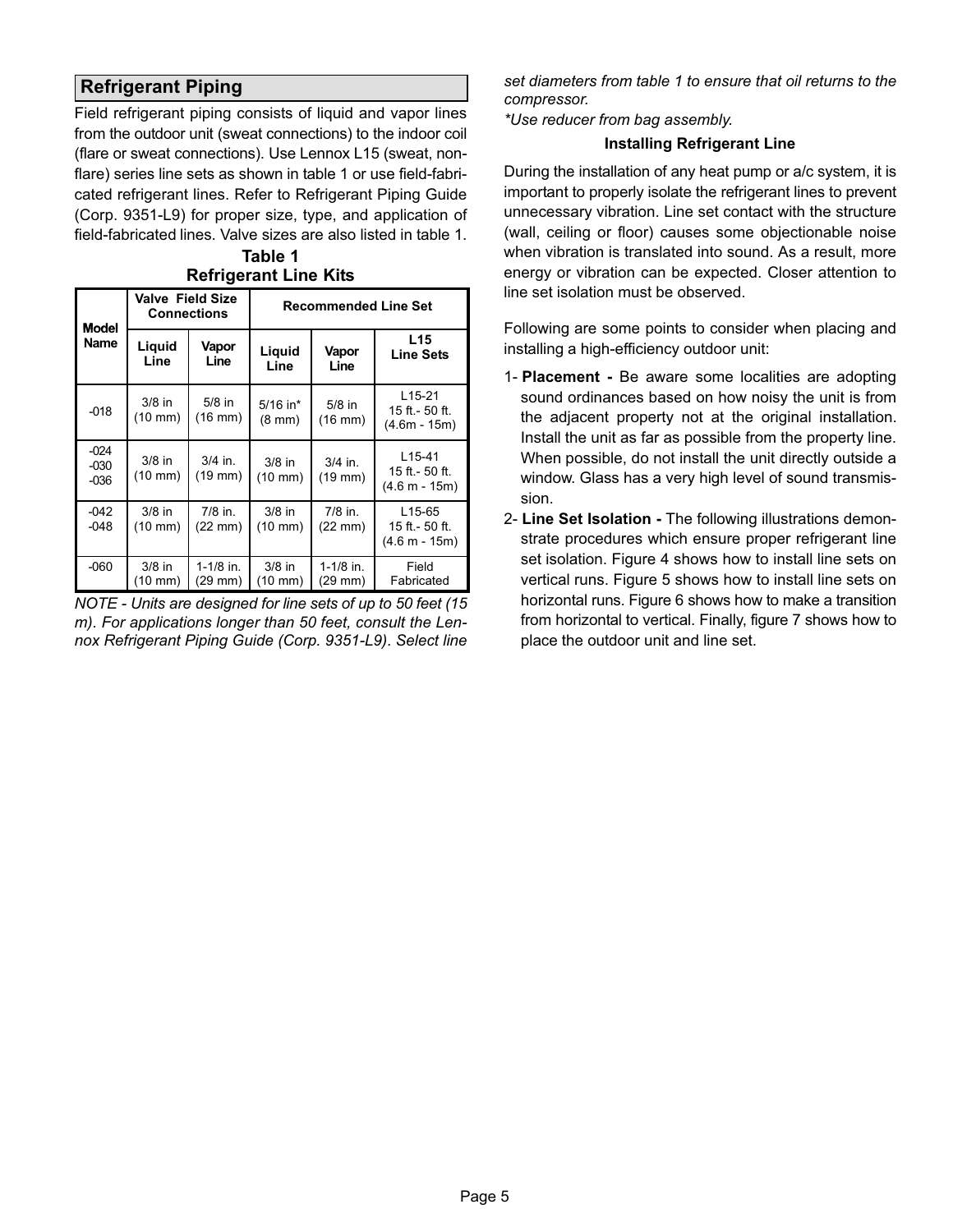## Refrigerant Piping

Field refrigerant piping consists of liquid and vapor lines from the outdoor unit (sweat connections) to the indoor coil (flare or sweat connections). Use Lennox L15 (sweat, non-flare) series line sets as shown in table 1 or use field-fabricated refrigerant lines. Refer to Refrigerant Piping Guide (Corp. 9351-L9) for proper size, type, and application of field-fabricated lines. Valve sizes are also listed in table 1.

**Table 1**
**Refrigerant Line Kits**

| Model Name | Valve Field Size Connections | | Recommended Line Set | | |
|---|---|---|---|---|---|
| | Liquid Line | Vapor Line | Liquid Line | Vapor Line | L15 Line Sets |
| -018 | 3/8 in (10 mm) | 5/8 in (16 mm) | 5/16 in* (8 mm) | 5/8 in (16 mm) | L15-21 15 ft.- 50 ft. (4.6m - 15m) |
| -024 -030 -036 | 3/8 in (10 mm) | 3/4 in. (19 mm) | 3/8 in (10 mm) | 3/4 in. (19 mm) | L15-41 15 ft.- 50 ft. (4.6 m - 15m) |
| -042 -048 | 3/8 in (10 mm) | 7/8 in. (22 mm) | 3/8 in (10 mm) | 7/8 in. (22 mm) | L15-65 15 ft.- 50 ft. (4.6 m - 15m) |
| -060 | 3/8 in (10 mm) | 1-1/8 in. (29 mm) | 3/8 in (10 mm) | 1-1/8 in. (29 mm) | Field Fabricated |

*NOTE - Units are designed for line sets of up to 50 feet (15 m). For applications longer than 50 feet, consult the Lennox Refrigerant Piping Guide (Corp. 9351-L9). Select line set diameters from table 1 to ensure that oil returns to the compressor.*

**Use reducer from bag assembly.*

### Installing Refrigerant Line

During the installation of any heat pump or a/c system, it is important to properly isolate the refrigerant lines to prevent unnecessary vibration. Line set contact with the structure (wall, ceiling or floor) causes some objectionable noise when vibration is translated into sound. As a result, more energy or vibration can be expected. Closer attention to line set isolation must be observed.

Following are some points to consider when placing and installing a high-efficiency outdoor unit:

1- **Placement -** Be aware some localities are adopting sound ordinances based on how noisy the unit is from the adjacent property not at the original installation. Install the unit as far as possible from the property line. When possible, do not install the unit directly outside a window. Glass has a very high level of sound transmission.

2- **Line Set Isolation -** The following illustrations demonstrate procedures which ensure proper refrigerant line set isolation. Figure 4 shows how to install line sets on vertical runs. Figure 5 shows how to install line sets on horizontal runs. Figure 6 shows how to make a transition from horizontal to vertical. Finally, figure 7 shows how to place the outdoor unit and line set.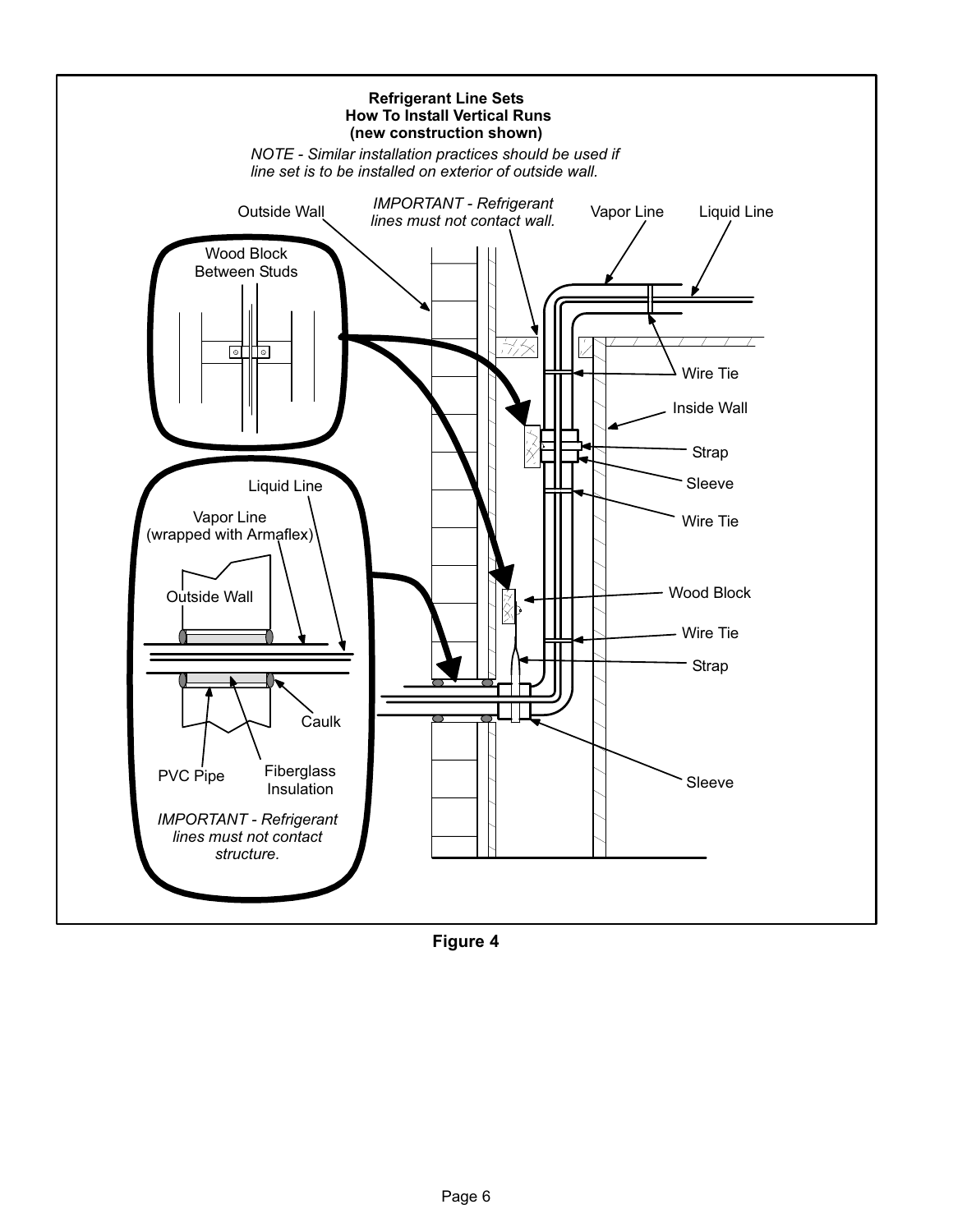**Refrigerant Line Sets**
**How To Install Vertical Runs**
**(new construction shown)**

*NOTE - Similar installation practices should be used if line set is to be installed on exterior of outside wall.*

Outside Wall

*IMPORTANT - Refrigerant lines must not contact wall.*

Vapor Line

Liquid Line

Wood Block Between Studs

Wire Tie

Inside Wall

Strap

Sleeve

Wire Tie

Liquid Line

Vapor Line (wrapped with Armaflex)

Outside Wall

Wood Block

Wire Tie

Strap

Caulk

PVC Pipe

Fiberglass Insulation

Sleeve

*IMPORTANT - Refrigerant lines must not contact structure.*

**Figure 4**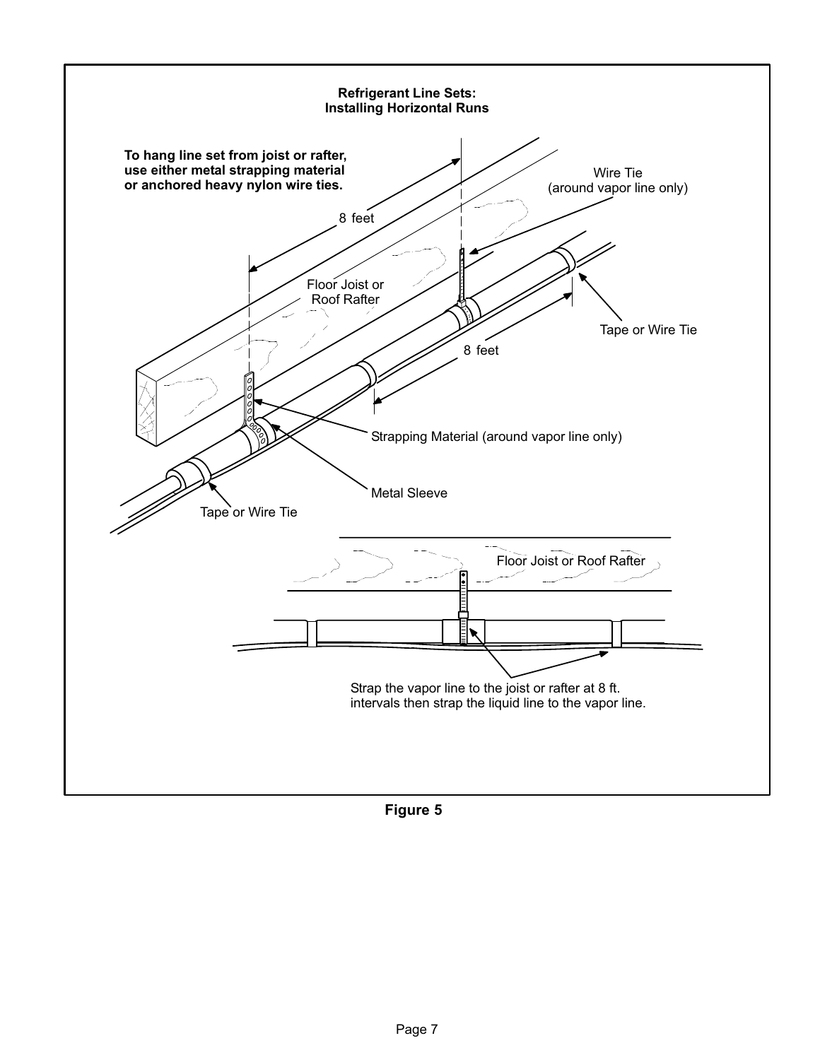**Refrigerant Line Sets: Installing Horizontal Runs**

**To hang line set from joist or rafter, use either metal strapping material or anchored heavy nylon wire ties.**

8 feet

Wire Tie (around vapor line only)

Floor Joist or Roof Rafter

Tape or Wire Tie

8 feet

Strapping Material (around vapor line only)

Metal Sleeve

Tape or Wire Tie

Floor Joist or Roof Rafter

Strap the vapor line to the joist or rafter at 8 ft. intervals then strap the liquid line to the vapor line.

**Figure 5**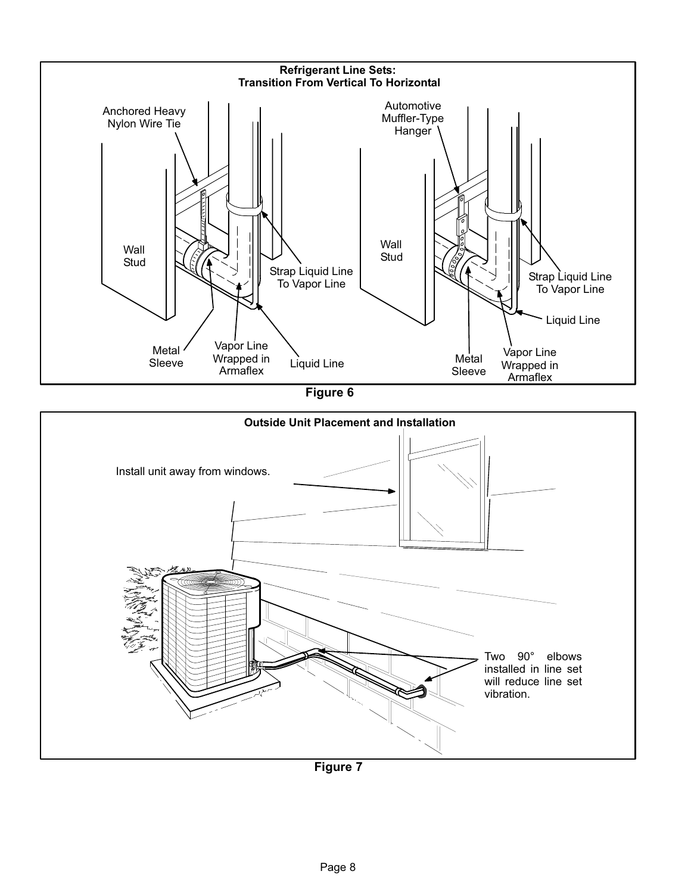**Refrigerant Line Sets: Transition From Vertical To Horizontal**

Anchored Heavy Nylon Wire Tie

Wall Stud

Strap Liquid Line To Vapor Line

Metal Sleeve

Vapor Line Wrapped in Armaflex

Liquid Line

Automotive Muffler-Type Hanger

Wall Stud

Strap Liquid Line To Vapor Line

Liquid Line

Metal Sleeve

Vapor Line Wrapped in Armaflex

**Figure 6**

**Outside Unit Placement and Installation**

Install unit away from windows.

Two 90° elbows installed in line set will reduce line set vibration.

**Figure 7**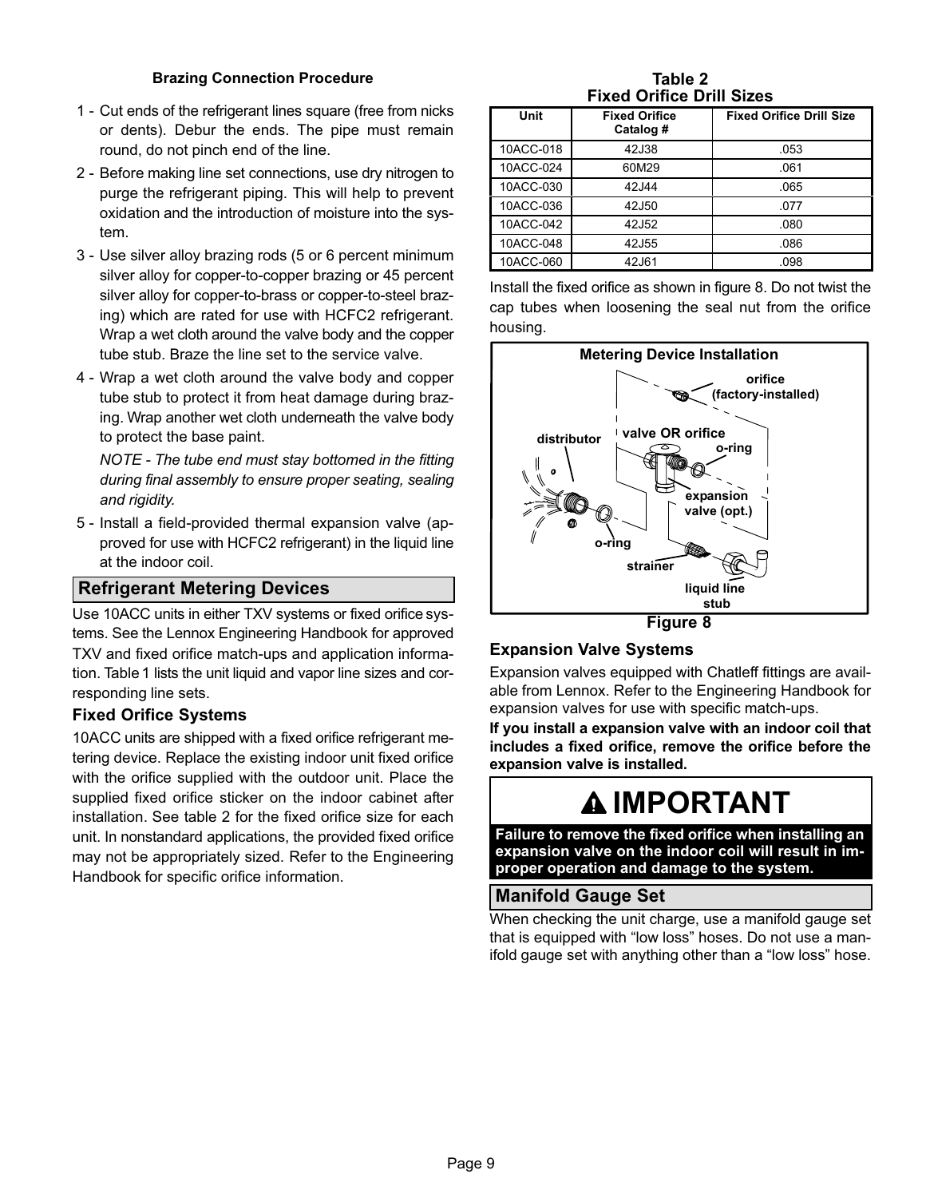**Brazing Connection Procedure**

1 - Cut ends of the refrigerant lines square (free from nicks or dents). Debur the ends. The pipe must remain round, do not pinch end of the line.

2 - Before making line set connections, use dry nitrogen to purge the refrigerant piping. This will help to prevent oxidation and the introduction of moisture into the system.

3 - Use silver alloy brazing rods (5 or 6 percent minimum silver alloy for copper-to-copper brazing or 45 percent silver alloy for copper-to-brass or copper-to-steel brazing) which are rated for use with HCFC2 refrigerant. Wrap a wet cloth around the valve body and the copper tube stub. Braze the line set to the service valve.

4 - Wrap a wet cloth around the valve body and copper tube stub to protect it from heat damage during brazing. Wrap another wet cloth underneath the valve body to protect the base paint.

   *NOTE - The tube end must stay bottomed in the fitting during final assembly to ensure proper seating, sealing and rigidity.*

5 - Install a field-provided thermal expansion valve (approved for use with HCFC2 refrigerant) in the liquid line at the indoor coil.

## Refrigerant Metering Devices

Use 10ACC units in either TXV systems or fixed orifice systems. See the Lennox Engineering Handbook for approved TXV and fixed orifice match-ups and application information. Table 1 lists the unit liquid and vapor line sizes and corresponding line sets.

### Fixed Orifice Systems

10ACC units are shipped with a fixed orifice refrigerant metering device. Replace the existing indoor unit fixed orifice with the orifice supplied with the outdoor unit. Place the supplied fixed orifice sticker on the indoor cabinet after installation. See table 2 for the fixed orifice size for each unit. In nonstandard applications, the provided fixed orifice may not be appropriately sized. Refer to the Engineering Handbook for specific orifice information.

**Table 2**
**Fixed Orifice Drill Sizes**

| Unit | Fixed Orifice Catalog # | Fixed Orifice Drill Size |
|---|---|---|
| 10ACC-018 | 42J38 | .053 |
| 10ACC-024 | 60M29 | .061 |
| 10ACC-030 | 42J44 | .065 |
| 10ACC-036 | 42J50 | .077 |
| 10ACC-042 | 42J52 | .080 |
| 10ACC-048 | 42J55 | .086 |
| 10ACC-060 | 42J61 | .098 |

Install the fixed orifice as shown in figure 8. Do not twist the cap tubes when loosening the seal nut from the orifice housing.

**Metering Device Installation**

orifice (factory-installed)
distributor
valve OR orifice
o-ring
expansion valve (opt.)
o-ring
strainer
liquid line stub

**Figure 8**

### Expansion Valve Systems

Expansion valves equipped with Chatleff fittings are available from Lennox. Refer to the Engineering Handbook for expansion valves for use with specific match-ups.

**If you install a expansion valve with an indoor coil that includes a fixed orifice, remove the orifice before the expansion valve is installed.**

## IMPORTANT

**Failure to remove the fixed orifice when installing an expansion valve on the indoor coil will result in improper operation and damage to the system.**

## Manifold Gauge Set

When checking the unit charge, use a manifold gauge set that is equipped with “low loss” hoses. Do not use a manifold gauge set with anything other than a “low loss” hose.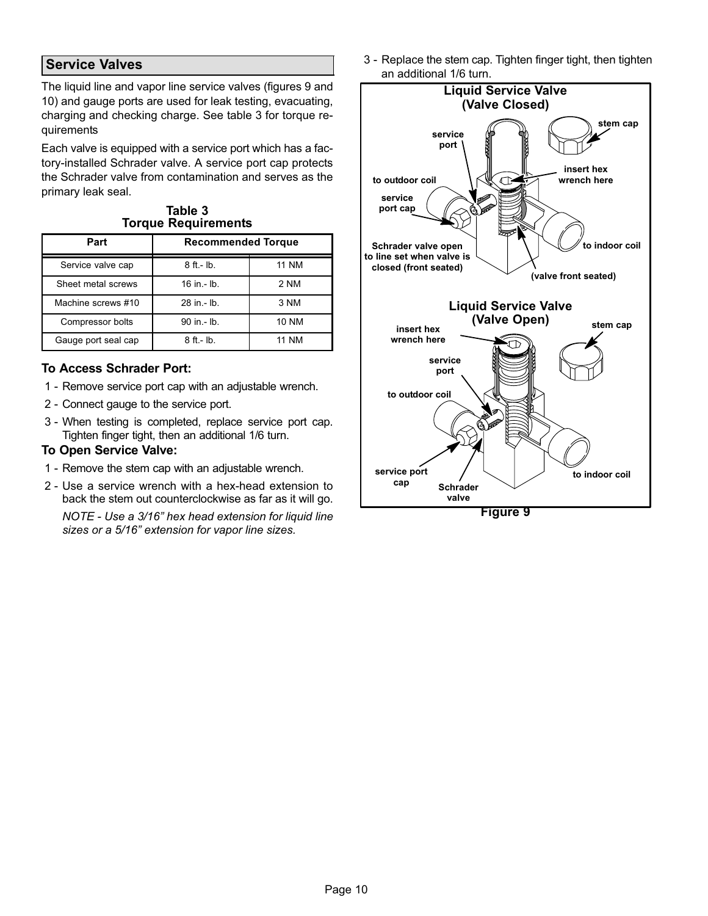## Service Valves

The liquid line and vapor line service valves (figures 9 and 10) and gauge ports are used for leak testing, evacuating, charging and checking charge. See table 3 for torque requirements

Each valve is equipped with a service port which has a factory-installed Schrader valve. A service port cap protects the Schrader valve from contamination and serves as the primary leak seal.

**Table 3**
**Torque Requirements**

| Part | Recommended Torque | |
|---|---|---|
| Service valve cap | 8 ft.- lb. | 11 NM |
| Sheet metal screws | 16 in.- lb. | 2 NM |
| Machine screws #10 | 28 in.- lb. | 3 NM |
| Compressor bolts | 90 in.- lb. | 10 NM |
| Gauge port seal cap | 8 ft.- lb. | 11 NM |

### To Access Schrader Port:

1 - Remove service port cap with an adjustable wrench.

2 - Connect gauge to the service port.

3 - When testing is completed, replace service port cap. Tighten finger tight, then an additional 1/6 turn.

### To Open Service Valve:

1 - Remove the stem cap with an adjustable wrench.

2 - Use a service wrench with a hex-head extension to back the stem out counterclockwise as far as it will go.

*NOTE - Use a 3/16" hex head extension for liquid line sizes or a 5/16" extension for vapor line sizes.*

3 - Replace the stem cap. Tighten finger tight, then tighten an additional 1/6 turn.

**Figure 9**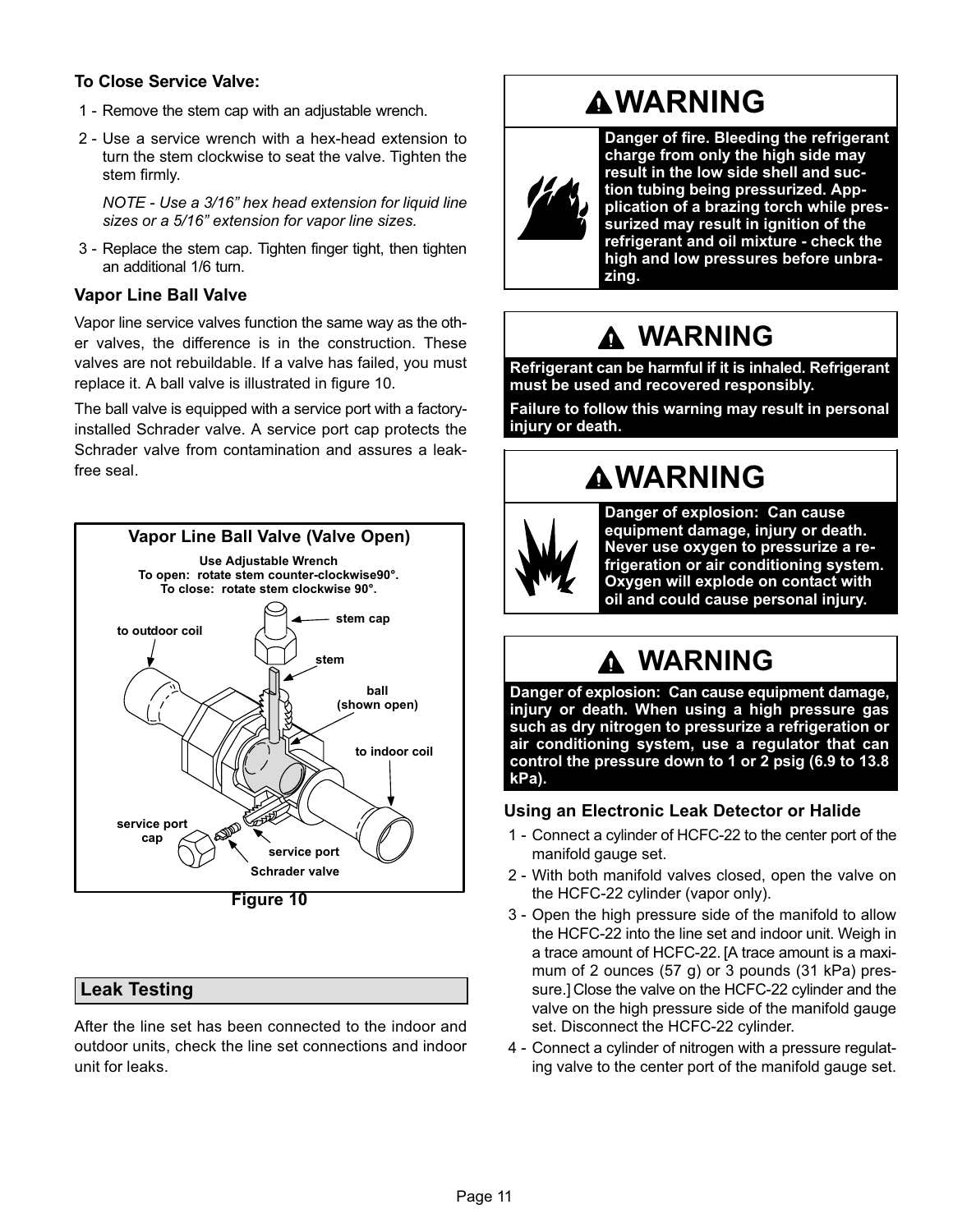**To Close Service Valve:**

1 - Remove the stem cap with an adjustable wrench.

2 - Use a service wrench with a hex-head extension to turn the stem clockwise to seat the valve. Tighten the stem firmly.

*NOTE - Use a 3/16" hex head extension for liquid line sizes or a 5/16" extension for vapor line sizes.*

3 - Replace the stem cap. Tighten finger tight, then tighten an additional 1/6 turn.

### Vapor Line Ball Valve

Vapor line service valves function the same way as the other valves, the difference is in the construction. These valves are not rebuildable. If a valve has failed, you must replace it. A ball valve is illustrated in figure 10.

The ball valve is equipped with a service port with a factory-installed Schrader valve. A service port cap protects the Schrader valve from contamination and assures a leak-free seal.

**Vapor Line Ball Valve (Valve Open)**

**Use Adjustable Wrench**
**To open: rotate stem counter-clockwise90°.**
**To close: rotate stem clockwise 90°.**

to outdoor coil · stem cap · stem · ball (shown open) · to indoor coil · service port cap · service port · Schrader valve

**Figure 10**

## Leak Testing

After the line set has been connected to the indoor and outdoor units, check the line set connections and indoor unit for leaks.

**WARNING**

**Danger of fire. Bleeding the refrigerant charge from only the high side may result in the low side shell and suction tubing being pressurized. Application of a brazing torch while pressurized may result in ignition of the refrigerant and oil mixture - check the high and low pressures before unbrazing.**

**WARNING**

**Refrigerant can be harmful if it is inhaled. Refrigerant must be used and recovered responsibly.**

**Failure to follow this warning may result in personal injury or death.**

**WARNING**

**Danger of explosion: Can cause equipment damage, injury or death. Never use oxygen to pressurize a refrigeration or air conditioning system. Oxygen will explode on contact with oil and could cause personal injury.**

**WARNING**

**Danger of explosion: Can cause equipment damage, injury or death. When using a high pressure gas such as dry nitrogen to pressurize a refrigeration or air conditioning system, use a regulator that can control the pressure down to 1 or 2 psig (6.9 to 13.8 kPa).**

### Using an Electronic Leak Detector or Halide

1 - Connect a cylinder of HCFC-22 to the center port of the manifold gauge set.

2 - With both manifold valves closed, open the valve on the HCFC-22 cylinder (vapor only).

3 - Open the high pressure side of the manifold to allow the HCFC-22 into the line set and indoor unit. Weigh in a trace amount of HCFC-22. [A trace amount is a maximum of 2 ounces (57 g) or 3 pounds (31 kPa) pressure.] Close the valve on the HCFC-22 cylinder and the valve on the high pressure side of the manifold gauge set. Disconnect the HCFC-22 cylinder.

4 - Connect a cylinder of nitrogen with a pressure regulating valve to the center port of the manifold gauge set.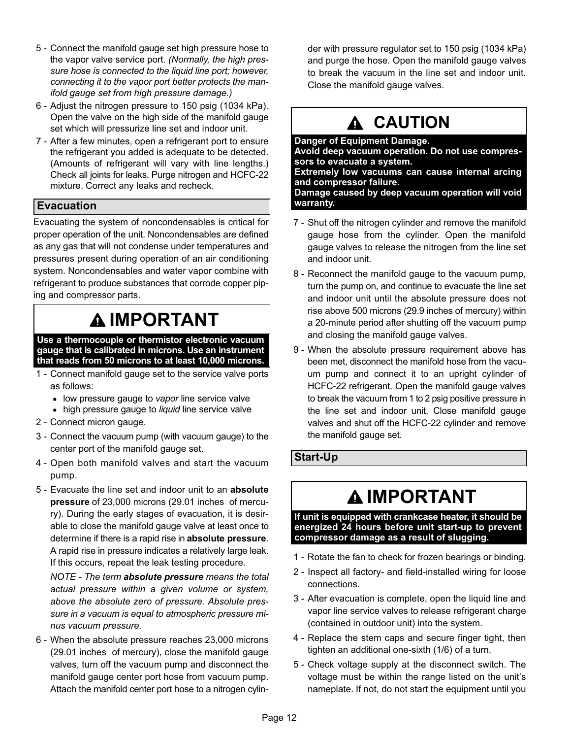5 - Connect the manifold gauge set high pressure hose to the vapor valve service port. *(Normally, the high pressure hose is connected to the liquid line port; however, connecting it to the vapor port better protects the manifold gauge set from high pressure damage.)*

6 - Adjust the nitrogen pressure to 150 psig (1034 kPa). Open the valve on the high side of the manifold gauge set which will pressurize line set and indoor unit.

7 - After a few minutes, open a refrigerant port to ensure the refrigerant you added is adequate to be detected. (Amounts of refrigerant will vary with line lengths.) Check all joints for leaks. Purge nitrogen and HCFC-22 mixture. Correct any leaks and recheck.

## Evacuation

Evacuating the system of noncondensables is critical for proper operation of the unit. Noncondensables are defined as any gas that will not condense under temperatures and pressures present during operation of an air conditioning system. Noncondensables and water vapor combine with refrigerant to produce substances that corrode copper piping and compressor parts.

### ⚠ IMPORTANT

**Use a thermocouple or thermistor electronic vacuum gauge that is calibrated in microns. Use an instrument that reads from 50 microns to at least 10,000 microns.**

1 - Connect manifold gauge set to the service valve ports as follows:

- low pressure gauge to *vapor* line service valve
- high pressure gauge to *liquid* line service valve

2 - Connect micron gauge.

3 - Connect the vacuum pump (with vacuum gauge) to the center port of the manifold gauge set.

4 - Open both manifold valves and start the vacuum pump.

5 - Evacuate the line set and indoor unit to an **absolute pressure** of 23,000 microns (29.01 inches of mercury). During the early stages of evacuation, it is desirable to close the manifold gauge valve at least once to determine if there is a rapid rise in **absolute pressure**. A rapid rise in pressure indicates a relatively large leak. If this occurs, repeat the leak testing procedure.

*NOTE - The term* ***absolute pressure*** *means the total actual pressure within a given volume or system, above the absolute zero of pressure. Absolute pressure in a vacuum is equal to atmospheric pressure minus vacuum pressure.*

6 - When the absolute pressure reaches 23,000 microns (29.01 inches of mercury), close the manifold gauge valves, turn off the vacuum pump and disconnect the manifold gauge center port hose from vacuum pump. Attach the manifold center port hose to a nitrogen cylinder with pressure regulator set to 150 psig (1034 kPa) and purge the hose. Open the manifold gauge valves to break the vacuum in the line set and indoor unit. Close the manifold gauge valves.

### ⚠ CAUTION

**Danger of Equipment Damage.**
**Avoid deep vacuum operation. Do not use compressors to evacuate a system.**
**Extremely low vacuums can cause internal arcing and compressor failure.**
**Damage caused by deep vacuum operation will void warranty.**

7 - Shut off the nitrogen cylinder and remove the manifold gauge hose from the cylinder. Open the manifold gauge valves to release the nitrogen from the line set and indoor unit.

8 - Reconnect the manifold gauge to the vacuum pump, turn the pump on, and continue to evacuate the line set and indoor unit until the absolute pressure does not rise above 500 microns (29.9 inches of mercury) within a 20-minute period after shutting off the vacuum pump and closing the manifold gauge valves.

9 - When the absolute pressure requirement above has been met, disconnect the manifold hose from the vacuum pump and connect it to an upright cylinder of HCFC-22 refrigerant. Open the manifold gauge valves to break the vacuum from 1 to 2 psig positive pressure in the line set and indoor unit. Close manifold gauge valves and shut off the HCFC-22 cylinder and remove the manifold gauge set.

## Start-Up

### ⚠ IMPORTANT

**If unit is equipped with crankcase heater, it should be energized 24 hours before unit start-up to prevent compressor damage as a result of slugging.**

1 - Rotate the fan to check for frozen bearings or binding.

2 - Inspect all factory- and field-installed wiring for loose connections.

3 - After evacuation is complete, open the liquid line and vapor line service valves to release refrigerant charge (contained in outdoor unit) into the system.

4 - Replace the stem caps and secure finger tight, then tighten an additional one-sixth (1/6) of a turn.

5 - Check voltage supply at the disconnect switch. The voltage must be within the range listed on the unit's nameplate. If not, do not start the equipment until you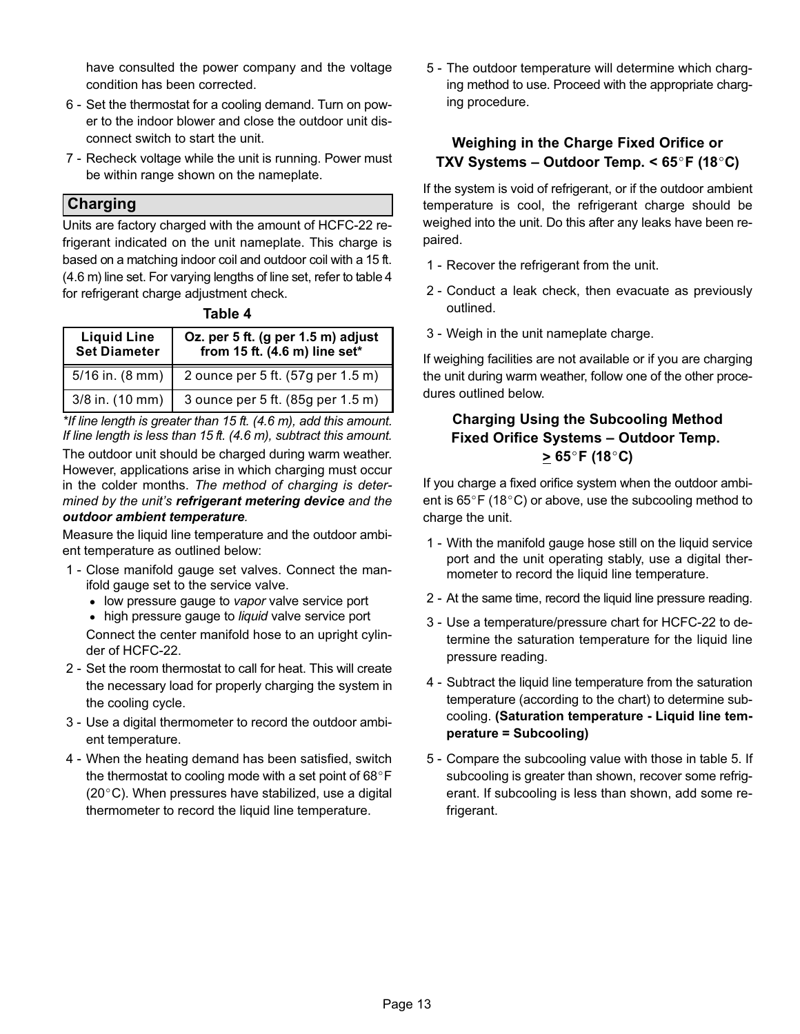have consulted the power company and the voltage condition has been corrected.

6 - Set the thermostat for a cooling demand. Turn on power to the indoor blower and close the outdoor unit disconnect switch to start the unit.

7 - Recheck voltage while the unit is running. Power must be within range shown on the nameplate.

## Charging

Units are factory charged with the amount of HCFC-22 refrigerant indicated on the unit nameplate. This charge is based on a matching indoor coil and outdoor coil with a 15 ft. (4.6 m) line set. For varying lengths of line set, refer to table 4 for refrigerant charge adjustment check.

**Table 4**

| Liquid Line Set Diameter | Oz. per 5 ft. (g per 1.5 m) adjust from 15 ft. (4.6 m) line set* |
|---|---|
| 5/16 in. (8 mm) | 2 ounce per 5 ft. (57g per 1.5 m) |
| 3/8 in. (10 mm) | 3 ounce per 5 ft. (85g per 1.5 m) |

*\*If line length is greater than 15 ft. (4.6 m), add this amount. If line length is less than 15 ft. (4.6 m), subtract this amount.*

The outdoor unit should be charged during warm weather. However, applications arise in which charging must occur in the colder months. *The method of charging is determined by the unit's **refrigerant metering device** and the **outdoor ambient temperature**.*

Measure the liquid line temperature and the outdoor ambient temperature as outlined below:

1 - Close manifold gauge set valves. Connect the manifold gauge set to the service valve.
- low pressure gauge to *vapor* valve service port
- high pressure gauge to *liquid* valve service port

Connect the center manifold hose to an upright cylinder of HCFC-22.

2 - Set the room thermostat to call for heat. This will create the necessary load for properly charging the system in the cooling cycle.

3 - Use a digital thermometer to record the outdoor ambient temperature.

4 - When the heating demand has been satisfied, switch the thermostat to cooling mode with a set point of 68°F (20°C). When pressures have stabilized, use a digital thermometer to record the liquid line temperature.

5 - The outdoor temperature will determine which charging method to use. Proceed with the appropriate charging procedure.

### Weighing in the Charge Fixed Orifice or TXV Systems – Outdoor Temp. < 65°F (18°C)

If the system is void of refrigerant, or if the outdoor ambient temperature is cool, the refrigerant charge should be weighed into the unit. Do this after any leaks have been repaired.

1 - Recover the refrigerant from the unit.

2 - Conduct a leak check, then evacuate as previously outlined.

3 - Weigh in the unit nameplate charge.

If weighing facilities are not available or if you are charging the unit during warm weather, follow one of the other procedures outlined below.

### Charging Using the Subcooling Method Fixed Orifice Systems – Outdoor Temp. ≥ 65°F (18°C)

If you charge a fixed orifice system when the outdoor ambient is 65°F (18°C) or above, use the subcooling method to charge the unit.

1 - With the manifold gauge hose still on the liquid service port and the unit operating stably, use a digital thermometer to record the liquid line temperature.

2 - At the same time, record the liquid line pressure reading.

3 - Use a temperature/pressure chart for HCFC-22 to determine the saturation temperature for the liquid line pressure reading.

4 - Subtract the liquid line temperature from the saturation temperature (according to the chart) to determine subcooling. **(Saturation temperature - Liquid line temperature = Subcooling)**

5 - Compare the subcooling value with those in table 5. If subcooling is greater than shown, recover some refrigerant. If subcooling is less than shown, add some refrigerant.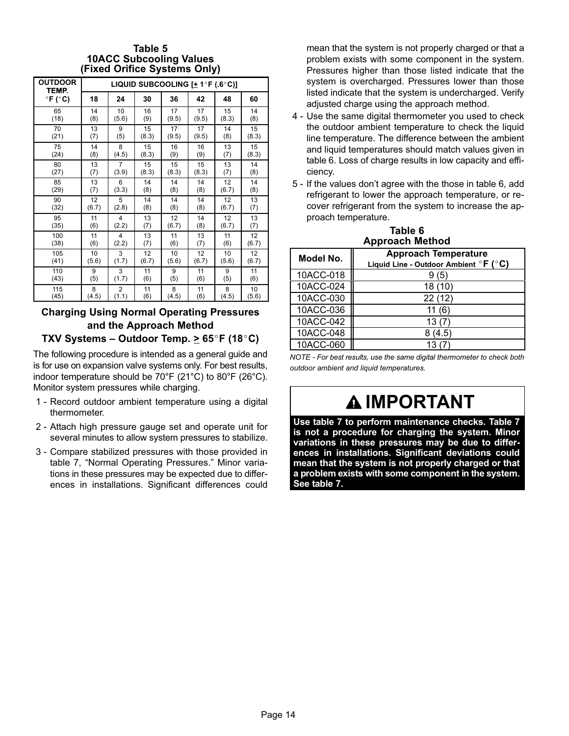### Table 5
### 10ACC Subcooling Values
### (Fixed Orifice Systems Only)

| OUTDOOR TEMP. °F (°C) | LIQUID SUBCOOLING [± 1°F (.6°C)] | | | | | | |
|---|---|---|---|---|---|---|---|
| | 18 | 24 | 30 | 36 | 42 | 48 | 60 |
| 65 (18) | 14 (8) | 10 (5.6) | 16 (9) | 17 (9.5) | 17 (9.5) | 15 (8.3) | 14 (8) |
| 70 (21) | 13 (7) | 9 (5) | 15 (8.3) | 17 (9.5) | 17 (9.5) | 14 (8) | 15 (8.3) |
| 75 (24) | 14 (8) | 8 (4.5) | 15 (8.3) | 16 (9) | 16 (9) | 13 (7) | 15 (8.3) |
| 80 (27) | 13 (7) | 7 (3.9) | 15 (8.3) | 15 (8.3) | 15 (8.3) | 13 (7) | 14 (8) |
| 85 (29) | 13 (7) | 6 (3.3) | 14 (8) | 14 (8) | 14 (8) | 12 (6.7) | 14 (8) |
| 90 (32) | 12 (6.7) | 5 (2.8) | 14 (8) | 14 (8) | 14 (8) | 12 (6.7) | 13 (7) |
| 95 (35) | 11 (6) | 4 (2.2) | 13 (7) | 12 (6.7) | 14 (8) | 12 (6.7) | 13 (7) |
| 100 (38) | 11 (6) | 4 (2.2) | 13 (7) | 11 (6) | 13 (7) | 11 (6) | 12 (6.7) |
| 105 (41) | 10 (5.6) | 3 (1.7) | 12 (6.7) | 10 (5.6) | 12 (6.7) | 10 (5.6) | 12 (6.7) |
| 110 (43) | 9 (5) | 3 (1.7) | 11 (6) | 9 (5) | 11 (6) | 9 (5) | 11 (6) |
| 115 (45) | 8 (4.5) | 2 (1.1) | 11 (6) | 8 (4.5) | 11 (6) | 8 (4.5) | 10 (5.6) |

## Charging Using Normal Operating Pressures and the Approach Method

## TXV Systems – Outdoor Temp. ≥ 65°F (18°C)

The following procedure is intended as a general guide and is for use on expansion valve systems only. For best results, indoor temperature should be 70°F (21°C) to 80°F (26°C). Monitor system pressures while charging.

1 - Record outdoor ambient temperature using a digital thermometer.

2 - Attach high pressure gauge set and operate unit for several minutes to allow system pressures to stabilize.

3 - Compare stabilized pressures with those provided in table 7, “Normal Operating Pressures.” Minor variations in these pressures may be expected due to differences in installations. Significant differences could mean that the system is not properly charged or that a problem exists with some component in the system. Pressures higher than those listed indicate that the system is overcharged. Pressures lower than those listed indicate that the system is undercharged. Verify adjusted charge using the approach method.

4 - Use the same digital thermometer you used to check the outdoor ambient temperature to check the liquid line temperature. The difference between the ambient and liquid temperatures should match values given in table 6. Loss of charge results in low capacity and efficiency.

5 - If the values don’t agree with the those in table 6, add refrigerant to lower the approach temperature, or recover refrigerant from the system to increase the approach temperature.

### Table 6
### Approach Method

| Model No. | Approach Temperature Liquid Line - Outdoor Ambient °F (°C) |
|---|---|
| 10ACC-018 | 9 (5) |
| 10ACC-024 | 18 (10) |
| 10ACC-030 | 22 (12) |
| 10ACC-036 | 11 (6) |
| 10ACC-042 | 13 (7) |
| 10ACC-048 | 8 (4.5) |
| 10ACC-060 | 13 (7) |

*NOTE - For best results, use the same digital thermometer to check both outdoor ambient and liquid temperatures.*

## ⚠ IMPORTANT

**Use table 7 to perform maintenance checks. Table 7 is not a procedure for charging the system. Minor variations in these pressures may be due to differences in installations. Significant deviations could mean that the system is not properly charged or that a problem exists with some component in the system. See table 7.**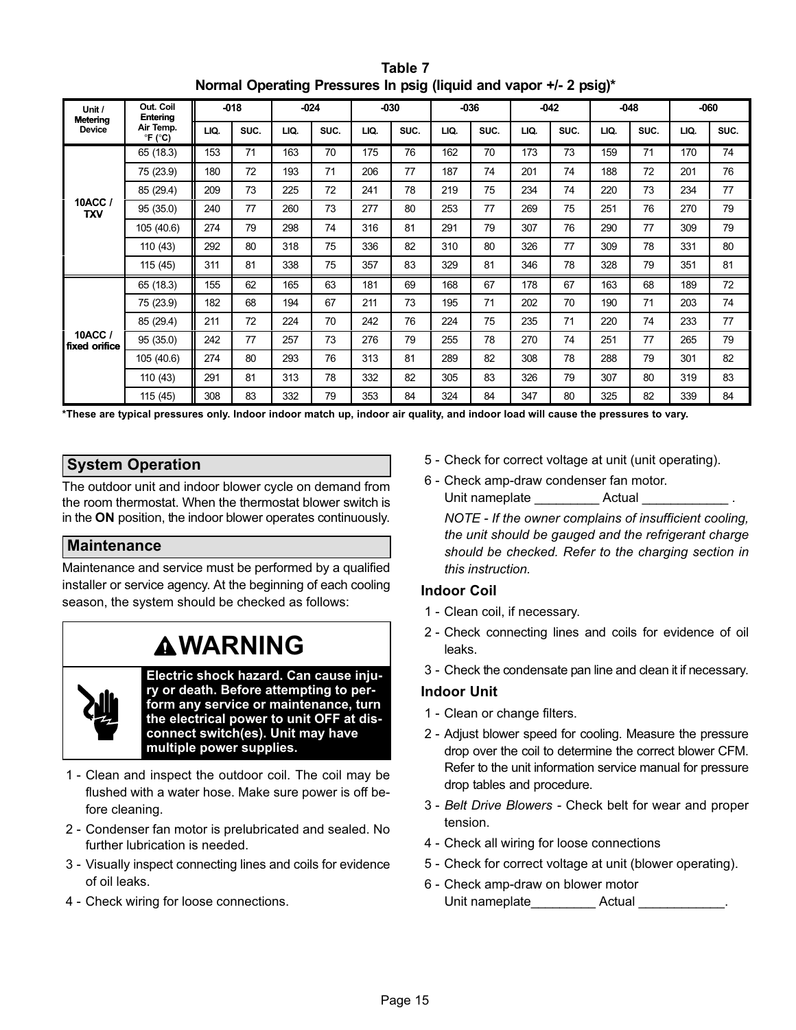**Table 7**
**Normal Operating Pressures In psig (liquid and vapor +/- 2 psig)***

| Unit / Metering Device | Out. Coil Entering Air Temp. °F (°C) | -018 | | -024 | | -030 | | -036 | | -042 | | -048 | | -060 | |
|---|---|---|---|---|---|---|---|---|---|---|---|---|---|---|---|
| | | LIQ. | SUC. | LIQ. | SUC. | LIQ. | SUC. | LIQ. | SUC. | LIQ. | SUC. | LIQ. | SUC. | LIQ. | SUC. |
| 10ACC / TXV | 65 (18.3) | 153 | 71 | 163 | 70 | 175 | 76 | 162 | 70 | 173 | 73 | 159 | 71 | 170 | 74 |
| | 75 (23.9) | 180 | 72 | 193 | 71 | 206 | 77 | 187 | 74 | 201 | 74 | 188 | 72 | 201 | 76 |
| | 85 (29.4) | 209 | 73 | 225 | 72 | 241 | 78 | 219 | 75 | 234 | 74 | 220 | 73 | 234 | 77 |
| | 95 (35.0) | 240 | 77 | 260 | 73 | 277 | 80 | 253 | 77 | 269 | 75 | 251 | 76 | 270 | 79 |
| | 105 (40.6) | 274 | 79 | 298 | 74 | 316 | 81 | 291 | 79 | 307 | 76 | 290 | 77 | 309 | 79 |
| | 110 (43) | 292 | 80 | 318 | 75 | 336 | 82 | 310 | 80 | 326 | 77 | 309 | 78 | 331 | 80 |
| | 115 (45) | 311 | 81 | 338 | 75 | 357 | 83 | 329 | 81 | 346 | 78 | 328 | 79 | 351 | 81 |
| 10ACC / fixed orifice | 65 (18.3) | 155 | 62 | 165 | 63 | 181 | 69 | 168 | 67 | 178 | 67 | 163 | 68 | 189 | 72 |
| | 75 (23.9) | 182 | 68 | 194 | 67 | 211 | 73 | 195 | 71 | 202 | 70 | 190 | 71 | 203 | 74 |
| | 85 (29.4) | 211 | 72 | 224 | 70 | 242 | 76 | 224 | 75 | 235 | 71 | 220 | 74 | 233 | 77 |
| | 95 (35.0) | 242 | 77 | 257 | 73 | 276 | 79 | 255 | 78 | 270 | 74 | 251 | 77 | 265 | 79 |
| | 105 (40.6) | 274 | 80 | 293 | 76 | 313 | 81 | 289 | 82 | 308 | 78 | 288 | 79 | 301 | 82 |
| | 110 (43) | 291 | 81 | 313 | 78 | 332 | 82 | 305 | 83 | 326 | 79 | 307 | 80 | 319 | 83 |
| | 115 (45) | 308 | 83 | 332 | 79 | 353 | 84 | 324 | 84 | 347 | 80 | 325 | 82 | 339 | 84 |

***These are typical pressures only. Indoor indoor match up, indoor air quality, and indoor load will cause the pressures to vary.**

## System Operation

The outdoor unit and indoor blower cycle on demand from the room thermostat. When the thermostat blower switch is in the **ON** position, the indoor blower operates continuously.

## Maintenance

Maintenance and service must be performed by a qualified installer or service agency. At the beginning of each cooling season, the system should be checked as follows:

**WARNING**

**Electric shock hazard. Can cause injury or death. Before attempting to perform any service or maintenance, turn the electrical power to unit OFF at disconnect switch(es). Unit may have multiple power supplies.**

1 - Clean and inspect the outdoor coil. The coil may be flushed with a water hose. Make sure power is off before cleaning.
2 - Condenser fan motor is prelubricated and sealed. No further lubrication is needed.
3 - Visually inspect connecting lines and coils for evidence of oil leaks.
4 - Check wiring for loose connections.
5 - Check for correct voltage at unit (unit operating).
6 - Check amp-draw condenser fan motor.
Unit nameplate _________ Actual ____________ .

*NOTE - If the owner complains of insufficient cooling, the unit should be gauged and the refrigerant charge should be checked. Refer to the charging section in this instruction.*

### Indoor Coil

1 - Clean coil, if necessary.
2 - Check connecting lines and coils for evidence of oil leaks.
3 - Check the condensate pan line and clean it if necessary.

### Indoor Unit

1 - Clean or change filters.
2 - Adjust blower speed for cooling. Measure the pressure drop over the coil to determine the correct blower CFM. Refer to the unit information service manual for pressure drop tables and procedure.
3 - *Belt Drive Blowers* - Check belt for wear and proper tension.
4 - Check all wiring for loose connections
5 - Check for correct voltage at unit (blower operating).
6 - Check amp-draw on blower motor
Unit nameplate_________ Actual ____________.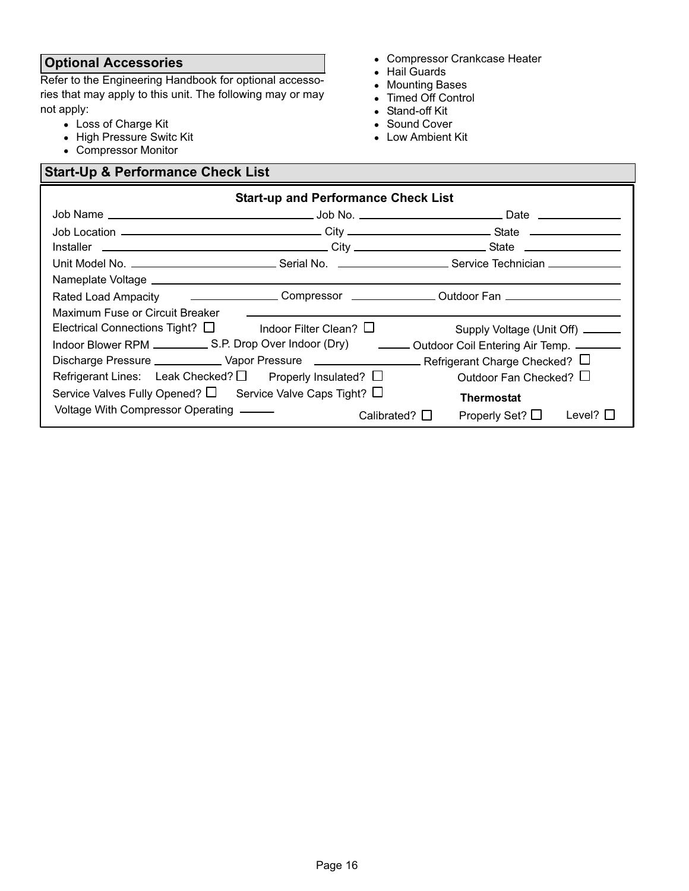## Optional Accessories

Refer to the Engineering Handbook for optional accessories that may apply to this unit. The following may or may not apply:

- Loss of Charge Kit
- High Pressure Switc Kit
- Compressor Monitor
- Compressor Crankcase Heater
- Hail Guards
- Mounting Bases
- Timed Off Control
- Stand-off Kit
- Sound Cover
- Low Ambient Kit

## Start-Up & Performance Check List

**Start-up and Performance Check List**

Job Name \_\_\_\_\_\_\_\_\_\_ Job No. \_\_\_\_\_\_\_\_\_\_ Date \_\_\_\_\_\_\_\_\_\_

Job Location \_\_\_\_\_\_\_\_\_\_ City \_\_\_\_\_\_\_\_\_\_ State \_\_\_\_\_\_\_\_\_\_

Installer \_\_\_\_\_\_\_\_\_\_ City \_\_\_\_\_\_\_\_\_\_ State \_\_\_\_\_\_\_\_\_\_

Unit Model No. \_\_\_\_\_\_\_\_\_\_ Serial No. \_\_\_\_\_\_\_\_\_\_ Service Technician \_\_\_\_\_\_\_\_\_\_

Nameplate Voltage \_\_\_\_\_\_\_\_\_\_

Rated Load Ampacity \_\_\_\_\_\_\_\_\_\_ Compressor \_\_\_\_\_\_\_\_\_\_ Outdoor Fan \_\_\_\_\_\_\_\_\_\_

Maximum Fuse or Circuit Breaker \_\_\_\_\_\_\_\_\_\_

Electrical Connections Tight? ☐ Indoor Filter Clean? ☐ Supply Voltage (Unit Off) \_\_\_\_\_\_

Indoor Blower RPM \_\_\_\_\_\_ S.P. Drop Over Indoor (Dry) \_\_\_\_\_\_ Outdoor Coil Entering Air Temp. \_\_\_\_\_\_

Discharge Pressure \_\_\_\_\_\_ Vapor Pressure \_\_\_\_\_\_ Refrigerant Charge Checked? ☐

Refrigerant Lines: Leak Checked? ☐ Properly Insulated? ☐ Outdoor Fan Checked? ☐

Service Valves Fully Opened? ☐ Service Valve Caps Tight? ☐

**Thermostat**

Voltage With Compressor Operating \_\_\_\_\_\_ Calibrated? ☐ Properly Set? ☐ Level? ☐